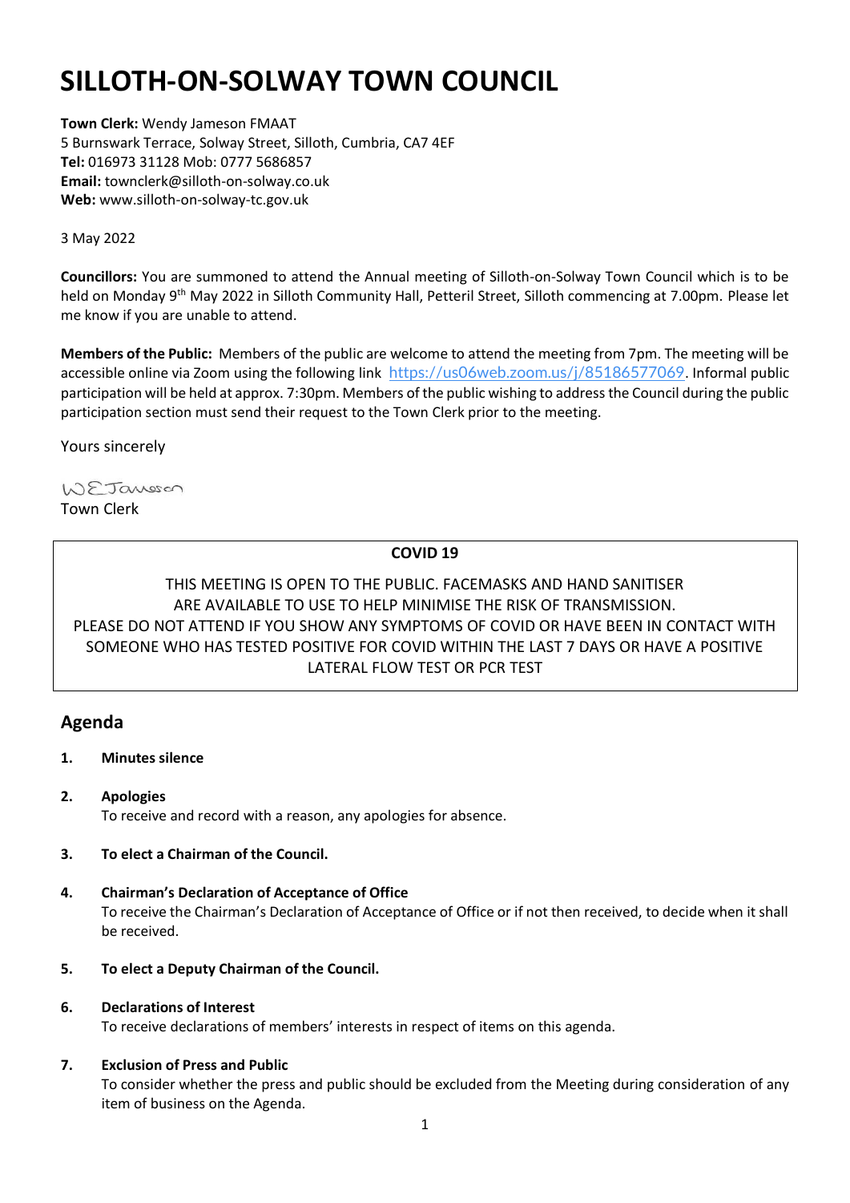# SILLOTH-ON-SOLWAY TOWN COUNCIL

**Town Clerk:** Wendy Jameson FMAAT
5 Burnswark Terrace, Solway Street, Silloth, Cumbria, CA7 4EF
**Tel:** 016973 31128 Mob: 0777 5686857
**Email:** townclerk@silloth-on-solway.co.uk
**Web:** www.silloth-on-solway-tc.gov.uk

3 May 2022

**Councillors:** You are summoned to attend the Annual meeting of Silloth-on-Solway Town Council which is to be held on Monday 9th May 2022 in Silloth Community Hall, Petteril Street, Silloth commencing at 7.00pm. Please let me know if you are unable to attend.

**Members of the Public:** Members of the public are welcome to attend the meeting from 7pm. The meeting will be accessible online via Zoom using the following link https://us06web.zoom.us/j/85186577069. Informal public participation will be held at approx. 7:30pm. Members of the public wishing to address the Council during the public participation section must send their request to the Town Clerk prior to the meeting.

Yours sincerely

W E Jameson
Town Clerk

**COVID 19**

THIS MEETING IS OPEN TO THE PUBLIC. FACEMASKS AND HAND SANITISER ARE AVAILABLE TO USE TO HELP MINIMISE THE RISK OF TRANSMISSION. PLEASE DO NOT ATTEND IF YOU SHOW ANY SYMPTOMS OF COVID OR HAVE BEEN IN CONTACT WITH SOMEONE WHO HAS TESTED POSITIVE FOR COVID WITHIN THE LAST 7 DAYS OR HAVE A POSITIVE LATERAL FLOW TEST OR PCR TEST

## Agenda

1. **Minutes silence**

2. **Apologies**
   To receive and record with a reason, any apologies for absence.

3. **To elect a Chairman of the Council.**

4. **Chairman's Declaration of Acceptance of Office**
   To receive the Chairman's Declaration of Acceptance of Office or if not then received, to decide when it shall be received.

5. **To elect a Deputy Chairman of the Council.**

6. **Declarations of Interest**
   To receive declarations of members' interests in respect of items on this agenda.

7. **Exclusion of Press and Public**
   To consider whether the press and public should be excluded from the Meeting during consideration of any item of business on the Agenda.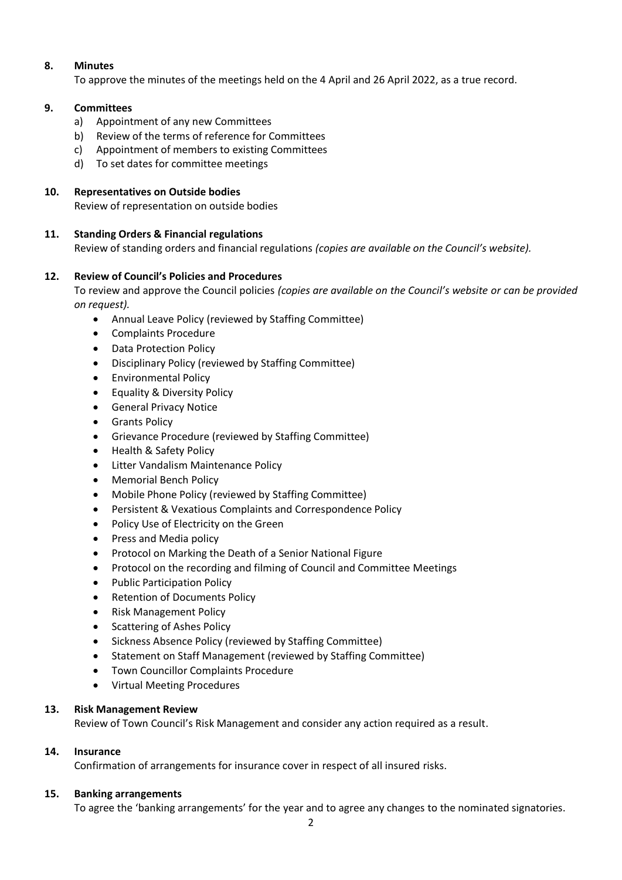**8. Minutes**

To approve the minutes of the meetings held on the 4 April and 26 April 2022, as a true record.

**9. Committees**

a) Appointment of any new Committees
b) Review of the terms of reference for Committees
c) Appointment of members to existing Committees
d) To set dates for committee meetings

**10. Representatives on Outside bodies**

Review of representation on outside bodies

**11. Standing Orders & Financial regulations**

Review of standing orders and financial regulations *(copies are available on the Council's website).*

**12. Review of Council's Policies and Procedures**

To review and approve the Council policies *(copies are available on the Council's website or can be provided on request).*

- Annual Leave Policy (reviewed by Staffing Committee)
- Complaints Procedure
- Data Protection Policy
- Disciplinary Policy (reviewed by Staffing Committee)
- Environmental Policy
- Equality & Diversity Policy
- General Privacy Notice
- Grants Policy
- Grievance Procedure (reviewed by Staffing Committee)
- Health & Safety Policy
- Litter Vandalism Maintenance Policy
- Memorial Bench Policy
- Mobile Phone Policy (reviewed by Staffing Committee)
- Persistent & Vexatious Complaints and Correspondence Policy
- Policy Use of Electricity on the Green
- Press and Media policy
- Protocol on Marking the Death of a Senior National Figure
- Protocol on the recording and filming of Council and Committee Meetings
- Public Participation Policy
- Retention of Documents Policy
- Risk Management Policy
- Scattering of Ashes Policy
- Sickness Absence Policy (reviewed by Staffing Committee)
- Statement on Staff Management (reviewed by Staffing Committee)
- Town Councillor Complaints Procedure
- Virtual Meeting Procedures

**13. Risk Management Review**

Review of Town Council's Risk Management and consider any action required as a result.

**14. Insurance**

Confirmation of arrangements for insurance cover in respect of all insured risks.

**15. Banking arrangements**

To agree the 'banking arrangements' for the year and to agree any changes to the nominated signatories.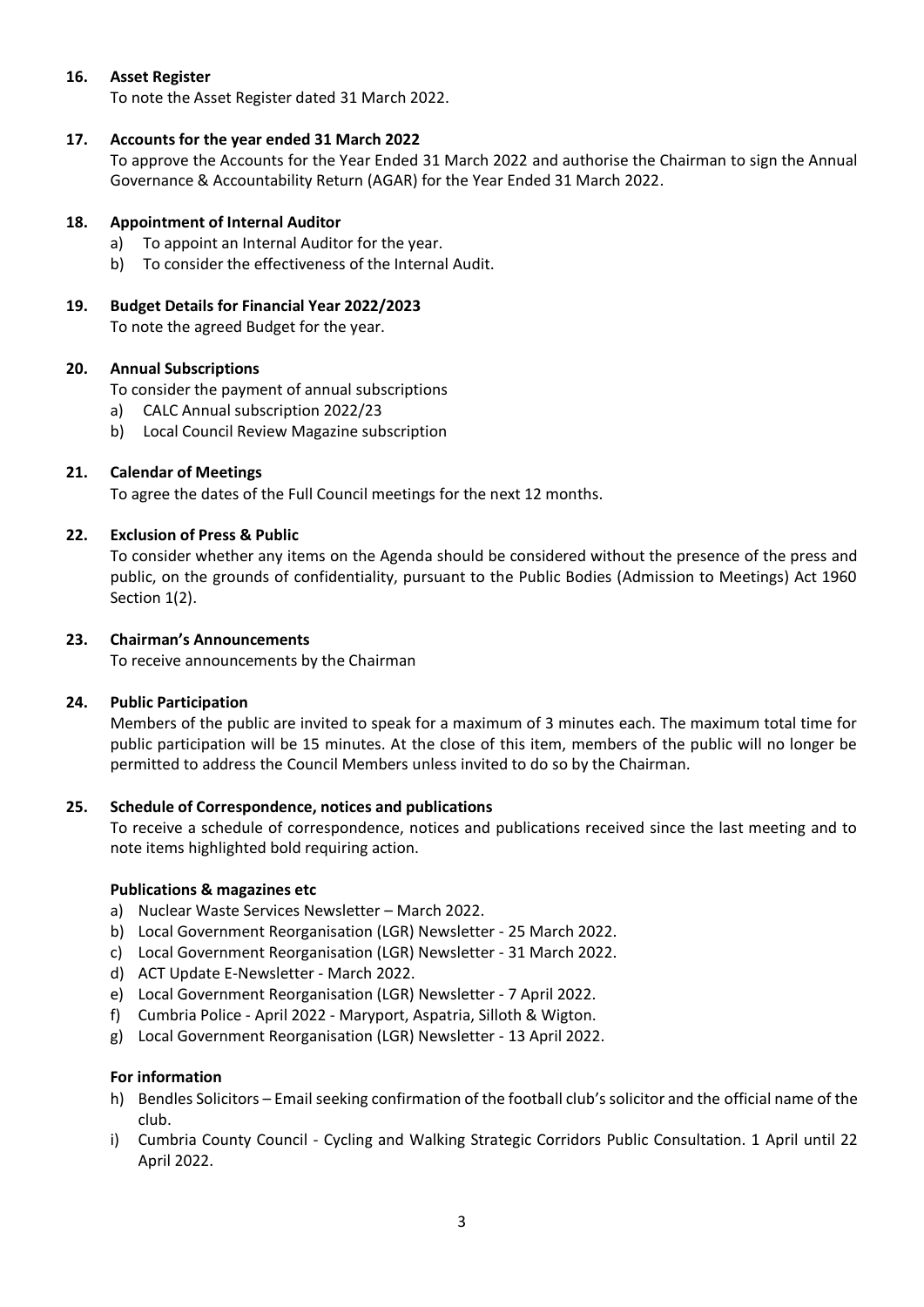**16. Asset Register**

To note the Asset Register dated 31 March 2022.

**17. Accounts for the year ended 31 March 2022**

To approve the Accounts for the Year Ended 31 March 2022 and authorise the Chairman to sign the Annual Governance & Accountability Return (AGAR) for the Year Ended 31 March 2022.

**18. Appointment of Internal Auditor**

a) To appoint an Internal Auditor for the year.
b) To consider the effectiveness of the Internal Audit.

**19. Budget Details for Financial Year 2022/2023**

To note the agreed Budget for the year.

**20. Annual Subscriptions**

To consider the payment of annual subscriptions

a) CALC Annual subscription 2022/23
b) Local Council Review Magazine subscription

**21. Calendar of Meetings**

To agree the dates of the Full Council meetings for the next 12 months.

**22. Exclusion of Press & Public**

To consider whether any items on the Agenda should be considered without the presence of the press and public, on the grounds of confidentiality, pursuant to the Public Bodies (Admission to Meetings) Act 1960 Section 1(2).

**23. Chairman's Announcements**

To receive announcements by the Chairman

**24. Public Participation**

Members of the public are invited to speak for a maximum of 3 minutes each. The maximum total time for public participation will be 15 minutes. At the close of this item, members of the public will no longer be permitted to address the Council Members unless invited to do so by the Chairman.

**25. Schedule of Correspondence, notices and publications**

To receive a schedule of correspondence, notices and publications received since the last meeting and to note items highlighted bold requiring action.

**Publications & magazines etc**

a) Nuclear Waste Services Newsletter – March 2022.
b) Local Government Reorganisation (LGR) Newsletter - 25 March 2022.
c) Local Government Reorganisation (LGR) Newsletter - 31 March 2022.
d) ACT Update E-Newsletter - March 2022.
e) Local Government Reorganisation (LGR) Newsletter - 7 April 2022.
f) Cumbria Police - April 2022 - Maryport, Aspatria, Silloth & Wigton.
g) Local Government Reorganisation (LGR) Newsletter - 13 April 2022.

**For information**

h) Bendles Solicitors – Email seeking confirmation of the football club's solicitor and the official name of the club.
i) Cumbria County Council - Cycling and Walking Strategic Corridors Public Consultation. 1 April until 22 April 2022.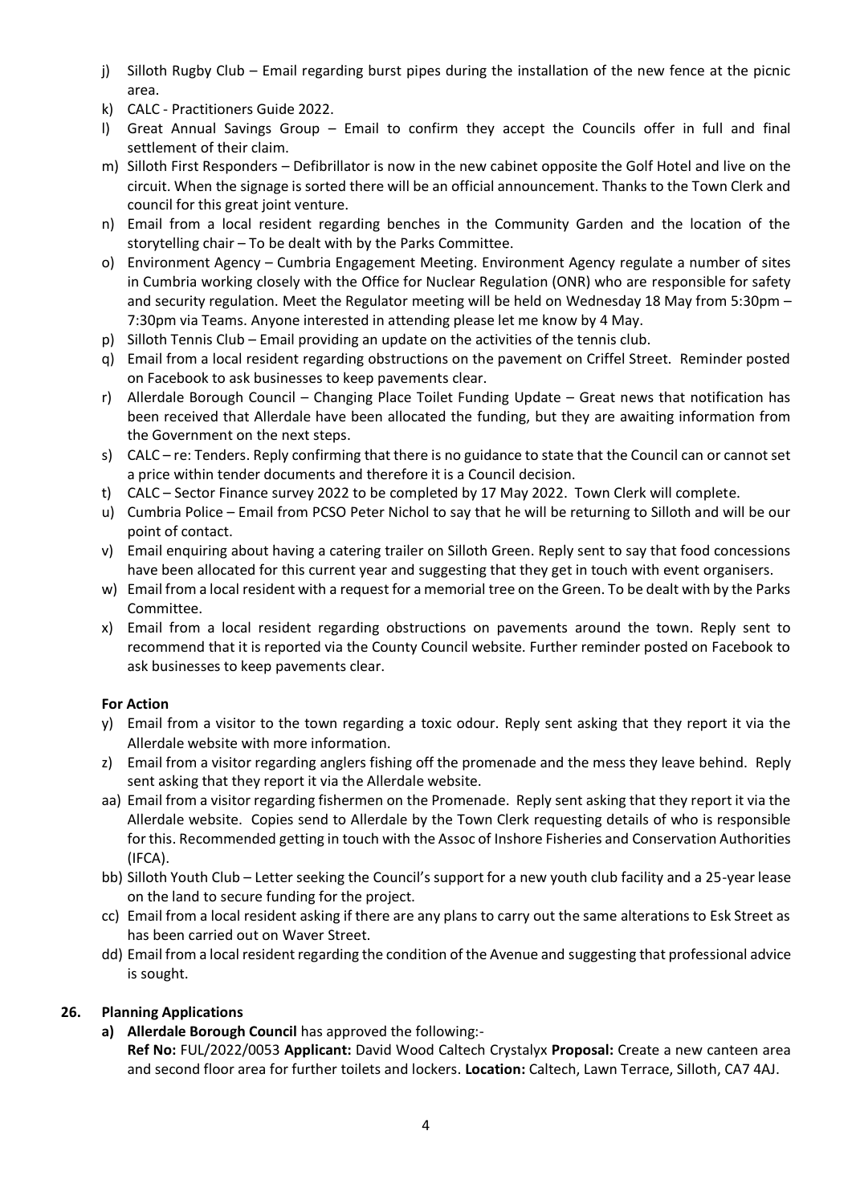j) Silloth Rugby Club – Email regarding burst pipes during the installation of the new fence at the picnic area.
k) CALC - Practitioners Guide 2022.
l) Great Annual Savings Group – Email to confirm they accept the Councils offer in full and final settlement of their claim.
m) Silloth First Responders – Defibrillator is now in the new cabinet opposite the Golf Hotel and live on the circuit. When the signage is sorted there will be an official announcement. Thanks to the Town Clerk and council for this great joint venture.
n) Email from a local resident regarding benches in the Community Garden and the location of the storytelling chair – To be dealt with by the Parks Committee.
o) Environment Agency – Cumbria Engagement Meeting. Environment Agency regulate a number of sites in Cumbria working closely with the Office for Nuclear Regulation (ONR) who are responsible for safety and security regulation. Meet the Regulator meeting will be held on Wednesday 18 May from 5:30pm – 7:30pm via Teams. Anyone interested in attending please let me know by 4 May.
p) Silloth Tennis Club – Email providing an update on the activities of the tennis club.
q) Email from a local resident regarding obstructions on the pavement on Criffel Street. Reminder posted on Facebook to ask businesses to keep pavements clear.
r) Allerdale Borough Council – Changing Place Toilet Funding Update – Great news that notification has been received that Allerdale have been allocated the funding, but they are awaiting information from the Government on the next steps.
s) CALC – re: Tenders. Reply confirming that there is no guidance to state that the Council can or cannot set a price within tender documents and therefore it is a Council decision.
t) CALC – Sector Finance survey 2022 to be completed by 17 May 2022. Town Clerk will complete.
u) Cumbria Police – Email from PCSO Peter Nichol to say that he will be returning to Silloth and will be our point of contact.
v) Email enquiring about having a catering trailer on Silloth Green. Reply sent to say that food concessions have been allocated for this current year and suggesting that they get in touch with event organisers.
w) Email from a local resident with a request for a memorial tree on the Green. To be dealt with by the Parks Committee.
x) Email from a local resident regarding obstructions on pavements around the town. Reply sent to recommend that it is reported via the County Council website. Further reminder posted on Facebook to ask businesses to keep pavements clear.

**For Action**

y) Email from a visitor to the town regarding a toxic odour. Reply sent asking that they report it via the Allerdale website with more information.
z) Email from a visitor regarding anglers fishing off the promenade and the mess they leave behind. Reply sent asking that they report it via the Allerdale website.
aa) Email from a visitor regarding fishermen on the Promenade. Reply sent asking that they report it via the Allerdale website. Copies send to Allerdale by the Town Clerk requesting details of who is responsible for this. Recommended getting in touch with the Assoc of Inshore Fisheries and Conservation Authorities (IFCA).
bb) Silloth Youth Club – Letter seeking the Council's support for a new youth club facility and a 25-year lease on the land to secure funding for the project.
cc) Email from a local resident asking if there are any plans to carry out the same alterations to Esk Street as has been carried out on Waver Street.
dd) Email from a local resident regarding the condition of the Avenue and suggesting that professional advice is sought.

**26. Planning Applications**

**a) Allerdale Borough Council** has approved the following:-
**Ref No:** FUL/2022/0053 **Applicant:** David Wood Caltech Crystalyx **Proposal:** Create a new canteen area and second floor area for further toilets and lockers. **Location:** Caltech, Lawn Terrace, Silloth, CA7 4AJ.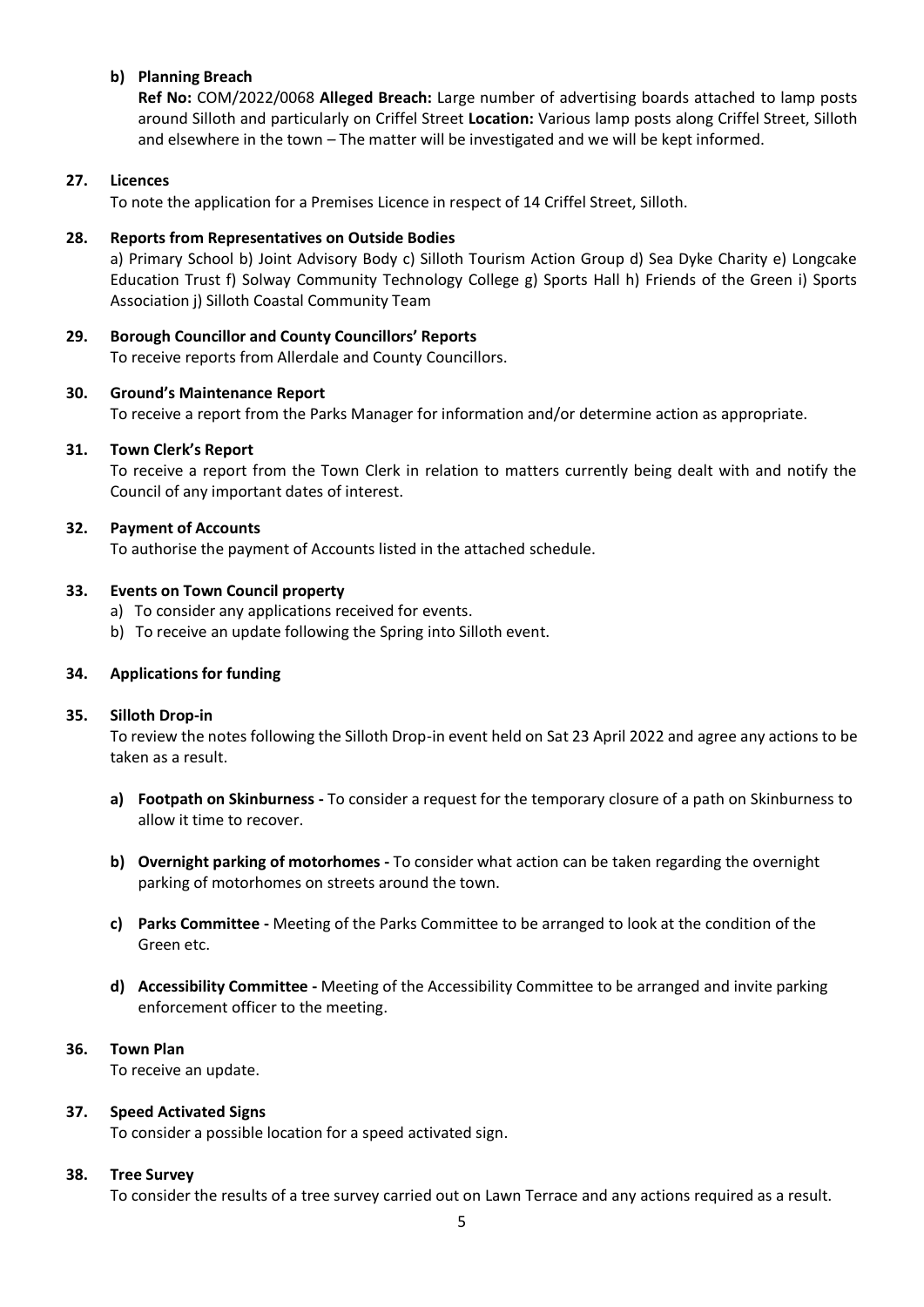**b) Planning Breach**

**Ref No:** COM/2022/0068 **Alleged Breach:** Large number of advertising boards attached to lamp posts around Silloth and particularly on Criffel Street **Location:** Various lamp posts along Criffel Street, Silloth and elsewhere in the town – The matter will be investigated and we will be kept informed.

**27. Licences**

To note the application for a Premises Licence in respect of 14 Criffel Street, Silloth.

**28. Reports from Representatives on Outside Bodies**

a) Primary School b) Joint Advisory Body c) Silloth Tourism Action Group d) Sea Dyke Charity e) Longcake Education Trust f) Solway Community Technology College g) Sports Hall h) Friends of the Green i) Sports Association j) Silloth Coastal Community Team

**29. Borough Councillor and County Councillors' Reports**

To receive reports from Allerdale and County Councillors.

**30. Ground's Maintenance Report**

To receive a report from the Parks Manager for information and/or determine action as appropriate.

**31. Town Clerk's Report**

To receive a report from the Town Clerk in relation to matters currently being dealt with and notify the Council of any important dates of interest.

**32. Payment of Accounts**

To authorise the payment of Accounts listed in the attached schedule.

**33. Events on Town Council property**

a) To consider any applications received for events.
b) To receive an update following the Spring into Silloth event.

**34. Applications for funding**

**35. Silloth Drop-in**

To review the notes following the Silloth Drop-in event held on Sat 23 April 2022 and agree any actions to be taken as a result.

- **a) Footpath on Skinburness -** To consider a request for the temporary closure of a path on Skinburness to allow it time to recover.
- **b) Overnight parking of motorhomes -** To consider what action can be taken regarding the overnight parking of motorhomes on streets around the town.
- **c) Parks Committee -** Meeting of the Parks Committee to be arranged to look at the condition of the Green etc.
- **d) Accessibility Committee -** Meeting of the Accessibility Committee to be arranged and invite parking enforcement officer to the meeting.

**36. Town Plan**

To receive an update.

**37. Speed Activated Signs**

To consider a possible location for a speed activated sign.

**38. Tree Survey**

To consider the results of a tree survey carried out on Lawn Terrace and any actions required as a result.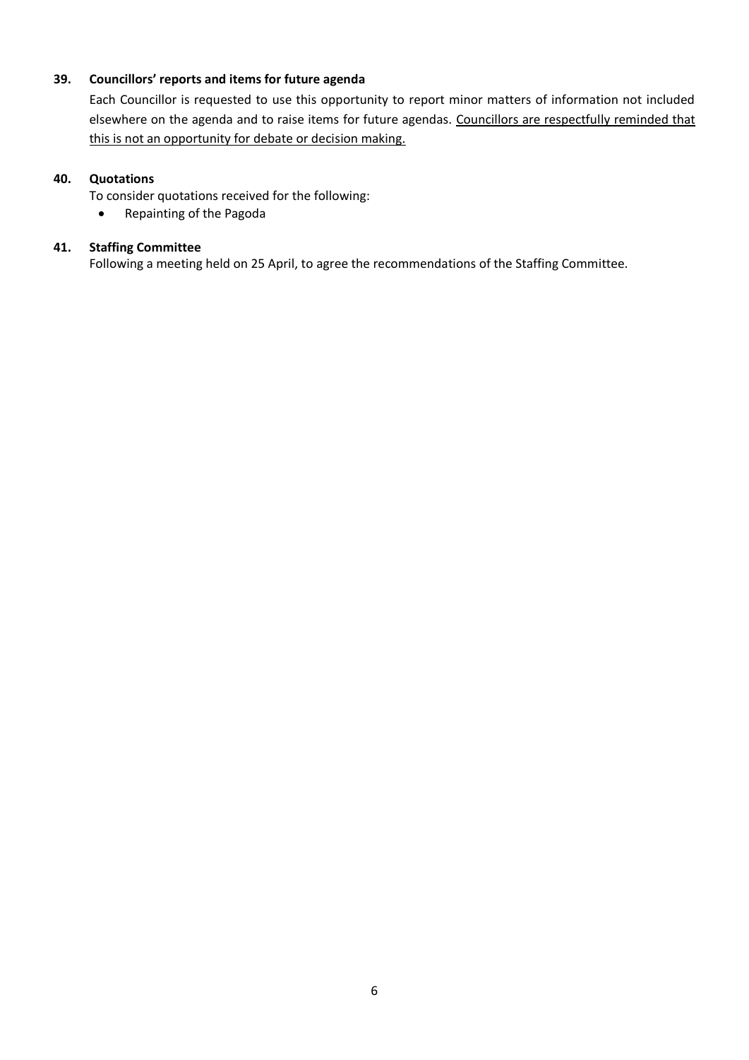**39. Councillors' reports and items for future agenda**

Each Councillor is requested to use this opportunity to report minor matters of information not included elsewhere on the agenda and to raise items for future agendas. <u>Councillors are respectfully reminded that this is not an opportunity for debate or decision making.</u>

**40. Quotations**

To consider quotations received for the following:

- Repainting of the Pagoda

**41. Staffing Committee**

Following a meeting held on 25 April, to agree the recommendations of the Staffing Committee.